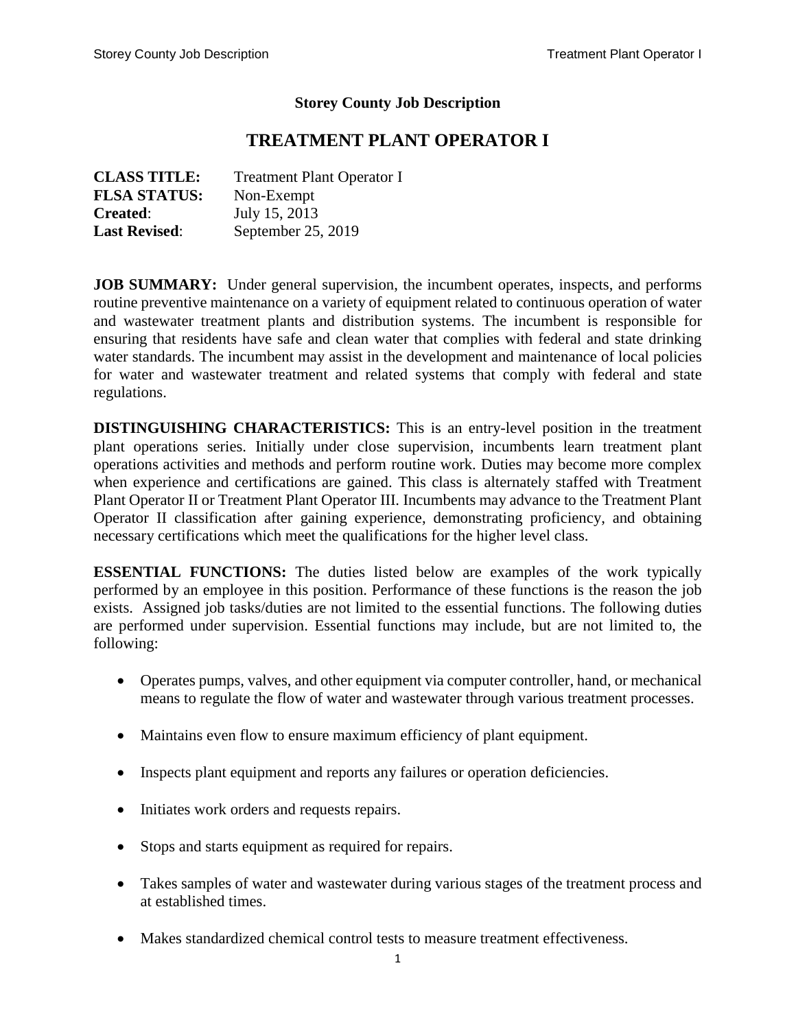**Storey County Job Description**

# TREATMENT PLANT OPERATOR I

**CLASS TITLE:** Treatment Plant Operator I
**FLSA STATUS:** Non-Exempt
**Created**: July 15, 2013
**Last Revised**: September 25, 2019

**JOB SUMMARY:** Under general supervision, the incumbent operates, inspects, and performs routine preventive maintenance on a variety of equipment related to continuous operation of water and wastewater treatment plants and distribution systems. The incumbent is responsible for ensuring that residents have safe and clean water that complies with federal and state drinking water standards. The incumbent may assist in the development and maintenance of local policies for water and wastewater treatment and related systems that comply with federal and state regulations.

**DISTINGUISHING CHARACTERISTICS:** This is an entry-level position in the treatment plant operations series. Initially under close supervision, incumbents learn treatment plant operations activities and methods and perform routine work. Duties may become more complex when experience and certifications are gained. This class is alternately staffed with Treatment Plant Operator II or Treatment Plant Operator III. Incumbents may advance to the Treatment Plant Operator II classification after gaining experience, demonstrating proficiency, and obtaining necessary certifications which meet the qualifications for the higher level class.

**ESSENTIAL FUNCTIONS:** The duties listed below are examples of the work typically performed by an employee in this position. Performance of these functions is the reason the job exists. Assigned job tasks/duties are not limited to the essential functions. The following duties are performed under supervision. Essential functions may include, but are not limited to, the following:

- Operates pumps, valves, and other equipment via computer controller, hand, or mechanical means to regulate the flow of water and wastewater through various treatment processes.
- Maintains even flow to ensure maximum efficiency of plant equipment.
- Inspects plant equipment and reports any failures or operation deficiencies.
- Initiates work orders and requests repairs.
- Stops and starts equipment as required for repairs.
- Takes samples of water and wastewater during various stages of the treatment process and at established times.
- Makes standardized chemical control tests to measure treatment effectiveness.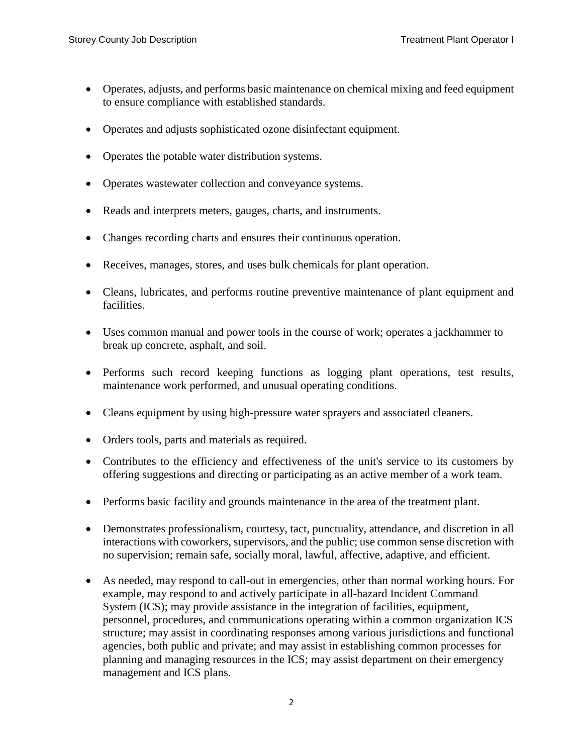- Operates, adjusts, and performs basic maintenance on chemical mixing and feed equipment to ensure compliance with established standards.
- Operates and adjusts sophisticated ozone disinfectant equipment.
- Operates the potable water distribution systems.
- Operates wastewater collection and conveyance systems.
- Reads and interprets meters, gauges, charts, and instruments.
- Changes recording charts and ensures their continuous operation.
- Receives, manages, stores, and uses bulk chemicals for plant operation.
- Cleans, lubricates, and performs routine preventive maintenance of plant equipment and facilities.
- Uses common manual and power tools in the course of work; operates a jackhammer to break up concrete, asphalt, and soil.
- Performs such record keeping functions as logging plant operations, test results, maintenance work performed, and unusual operating conditions.
- Cleans equipment by using high-pressure water sprayers and associated cleaners.
- Orders tools, parts and materials as required.
- Contributes to the efficiency and effectiveness of the unit's service to its customers by offering suggestions and directing or participating as an active member of a work team.
- Performs basic facility and grounds maintenance in the area of the treatment plant.
- Demonstrates professionalism, courtesy, tact, punctuality, attendance, and discretion in all interactions with coworkers, supervisors, and the public; use common sense discretion with no supervision; remain safe, socially moral, lawful, affective, adaptive, and efficient.
- As needed, may respond to call-out in emergencies, other than normal working hours. For example, may respond to and actively participate in all-hazard Incident Command System (ICS); may provide assistance in the integration of facilities, equipment, personnel, procedures, and communications operating within a common organization ICS structure; may assist in coordinating responses among various jurisdictions and functional agencies, both public and private; and may assist in establishing common processes for planning and managing resources in the ICS; may assist department on their emergency management and ICS plans.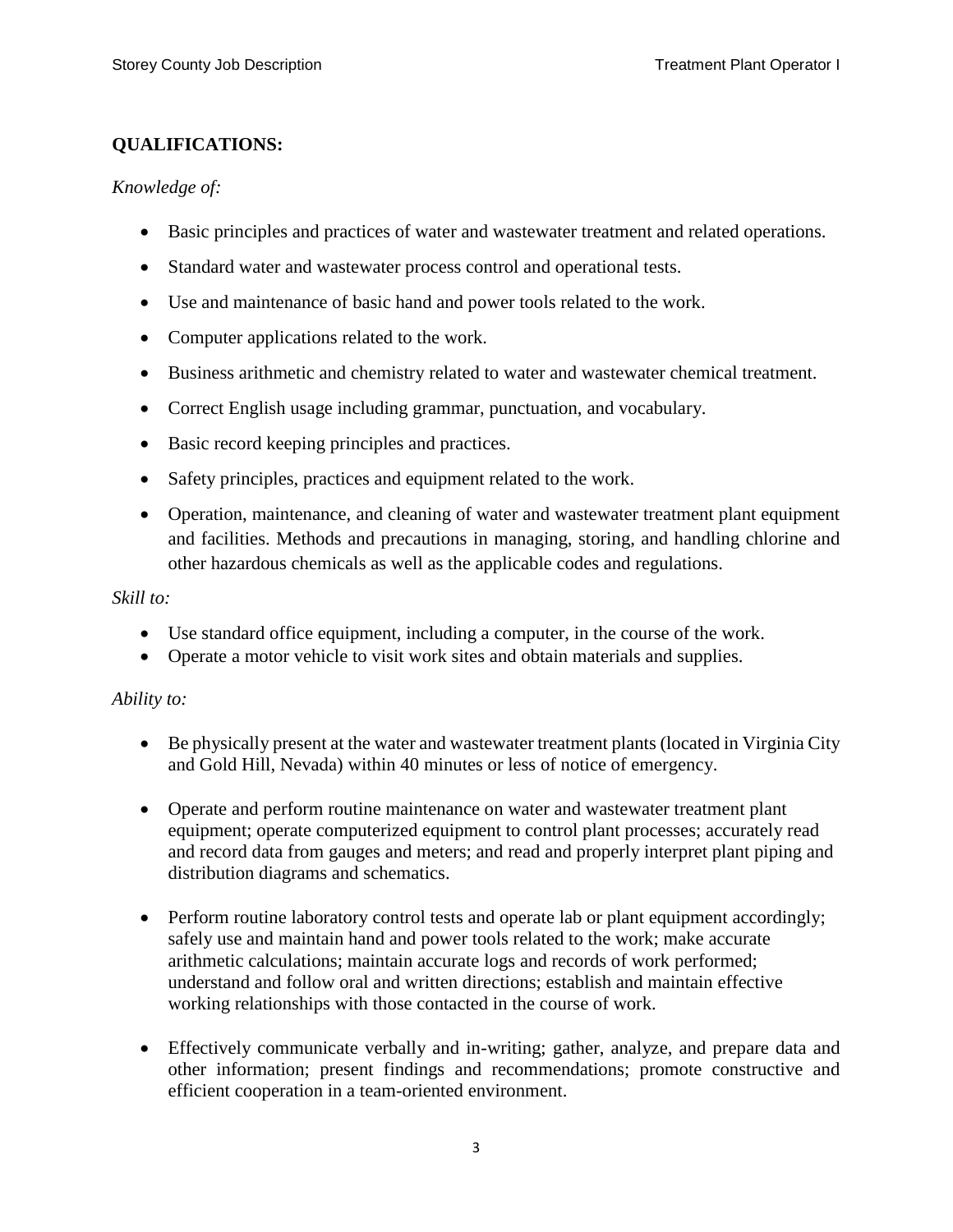**QUALIFICATIONS:**

*Knowledge of:*

- Basic principles and practices of water and wastewater treatment and related operations.
- Standard water and wastewater process control and operational tests.
- Use and maintenance of basic hand and power tools related to the work.
- Computer applications related to the work.
- Business arithmetic and chemistry related to water and wastewater chemical treatment.
- Correct English usage including grammar, punctuation, and vocabulary.
- Basic record keeping principles and practices.
- Safety principles, practices and equipment related to the work.
- Operation, maintenance, and cleaning of water and wastewater treatment plant equipment and facilities. Methods and precautions in managing, storing, and handling chlorine and other hazardous chemicals as well as the applicable codes and regulations.

*Skill to:*

- Use standard office equipment, including a computer, in the course of the work.
- Operate a motor vehicle to visit work sites and obtain materials and supplies.

*Ability to:*

- Be physically present at the water and wastewater treatment plants (located in Virginia City and Gold Hill, Nevada) within 40 minutes or less of notice of emergency.

- Operate and perform routine maintenance on water and wastewater treatment plant equipment; operate computerized equipment to control plant processes; accurately read and record data from gauges and meters; and read and properly interpret plant piping and distribution diagrams and schematics.

- Perform routine laboratory control tests and operate lab or plant equipment accordingly; safely use and maintain hand and power tools related to the work; make accurate arithmetic calculations; maintain accurate logs and records of work performed; understand and follow oral and written directions; establish and maintain effective working relationships with those contacted in the course of work.

- Effectively communicate verbally and in-writing; gather, analyze, and prepare data and other information; present findings and recommendations; promote constructive and efficient cooperation in a team-oriented environment.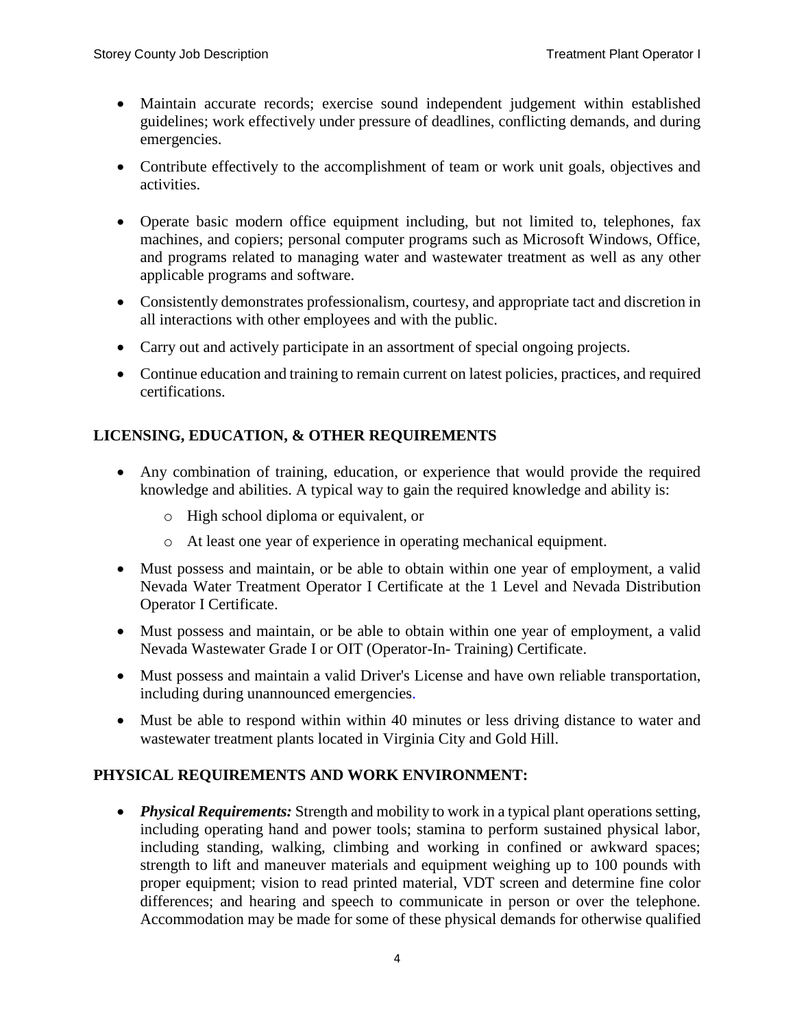- Maintain accurate records; exercise sound independent judgement within established guidelines; work effectively under pressure of deadlines, conflicting demands, and during emergencies.
- Contribute effectively to the accomplishment of team or work unit goals, objectives and activities.
- Operate basic modern office equipment including, but not limited to, telephones, fax machines, and copiers; personal computer programs such as Microsoft Windows, Office, and programs related to managing water and wastewater treatment as well as any other applicable programs and software.
- Consistently demonstrates professionalism, courtesy, and appropriate tact and discretion in all interactions with other employees and with the public.
- Carry out and actively participate in an assortment of special ongoing projects.
- Continue education and training to remain current on latest policies, practices, and required certifications.

## LICENSING, EDUCATION, & OTHER REQUIREMENTS

- Any combination of training, education, or experience that would provide the required knowledge and abilities. A typical way to gain the required knowledge and ability is:
    - High school diploma or equivalent, or
    - At least one year of experience in operating mechanical equipment.
- Must possess and maintain, or be able to obtain within one year of employment, a valid Nevada Water Treatment Operator I Certificate at the 1 Level and Nevada Distribution Operator I Certificate.
- Must possess and maintain, or be able to obtain within one year of employment, a valid Nevada Wastewater Grade I or OIT (Operator-In- Training) Certificate.
- Must possess and maintain a valid Driver's License and have own reliable transportation, including during unannounced emergencies.
- Must be able to respond within within 40 minutes or less driving distance to water and wastewater treatment plants located in Virginia City and Gold Hill.

## PHYSICAL REQUIREMENTS AND WORK ENVIRONMENT:

- ***Physical Requirements:*** Strength and mobility to work in a typical plant operations setting, including operating hand and power tools; stamina to perform sustained physical labor, including standing, walking, climbing and working in confined or awkward spaces; strength to lift and maneuver materials and equipment weighing up to 100 pounds with proper equipment; vision to read printed material, VDT screen and determine fine color differences; and hearing and speech to communicate in person or over the telephone. Accommodation may be made for some of these physical demands for otherwise qualified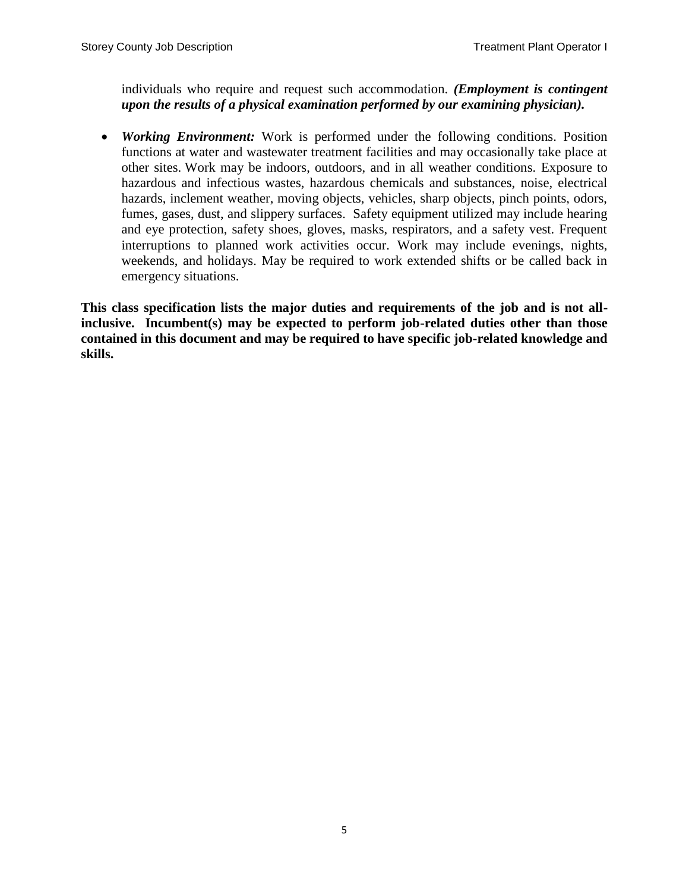individuals who require and request such accommodation. ***(Employment is contingent upon the results of a physical examination performed by our examining physician).***

- ***Working Environment:*** Work is performed under the following conditions. Position functions at water and wastewater treatment facilities and may occasionally take place at other sites. Work may be indoors, outdoors, and in all weather conditions. Exposure to hazardous and infectious wastes, hazardous chemicals and substances, noise, electrical hazards, inclement weather, moving objects, vehicles, sharp objects, pinch points, odors, fumes, gases, dust, and slippery surfaces. Safety equipment utilized may include hearing and eye protection, safety shoes, gloves, masks, respirators, and a safety vest. Frequent interruptions to planned work activities occur. Work may include evenings, nights, weekends, and holidays. May be required to work extended shifts or be called back in emergency situations.

**This class specification lists the major duties and requirements of the job and is not all-inclusive. Incumbent(s) may be expected to perform job-related duties other than those contained in this document and may be required to have specific job-related knowledge and skills.**